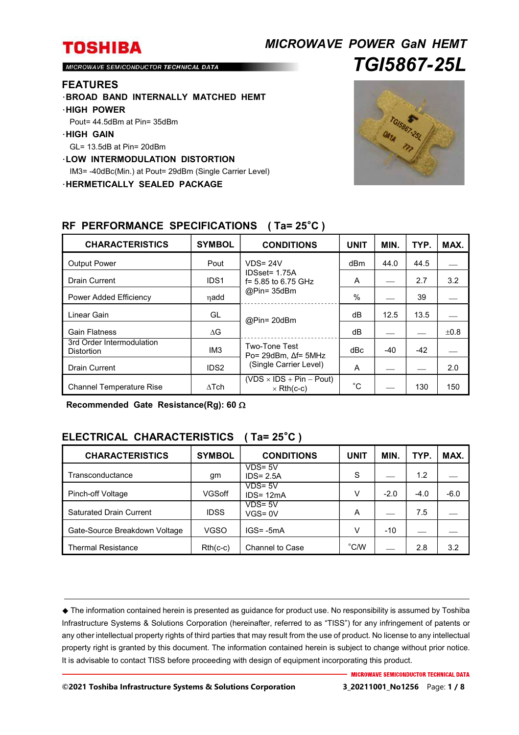# TOSHIBA

MICROWAVE SEMICONDUCTOR TECHNICAL DATA

## *MICROWAVE POWER GaN HEMT*
## *TGI5867-25L*

## FEATURES

- **BROAD BAND INTERNALLY MATCHED HEMT**
- **HIGH POWER**
  Pout= 44.5dBm at Pin= 35dBm
- **HIGH GAIN**
  GL= 13.5dB at Pin= 20dBm
- **LOW INTERMODULATION DISTORTION**
  IM3= -40dBc(Min.) at Pout= 29dBm (Single Carrier Level)
- **HERMETICALLY SEALED PACKAGE**

## RF PERFORMANCE SPECIFICATIONS ( Ta= 25°C )

| CHARACTERISTICS | SYMBOL | CONDITIONS | UNIT | MIN. | TYP. | MAX. |
|---|---|---|---|---|---|---|
| Output Power | Pout | VDS= 24V<br>IDSset= 1.75A<br>f= 5.85 to 6.75 GHz<br>@Pin= 35dBm | dBm | 44.0 | 44.5 | — |
| Drain Current | IDS1 | | A | — | 2.7 | 3.2 |
| Power Added Efficiency | ηadd | | % | — | 39 | — |
| Linear Gain | GL | @Pin= 20dBm | dB | 12.5 | 13.5 | — |
| Gain Flatness | ΔG | | dB | — | — | ±0.8 |
| 3rd Order Intermodulation Distortion | IM3 | Two-Tone Test<br>Po= 29dBm, Δf= 5MHz<br>(Single Carrier Level) | dBc | -40 | -42 | — |
| Drain Current | IDS2 | | A | — | — | 2.0 |
| Channel Temperature Rise | ΔTch | (VDS × IDS + Pin – Pout) × Rth(c-c) | °C | — | 130 | 150 |

**Recommended Gate Resistance(Rg): 60 Ω**

## ELECTRICAL CHARACTERISTICS ( Ta= 25°C )

| CHARACTERISTICS | SYMBOL | CONDITIONS | UNIT | MIN. | TYP. | MAX. |
|---|---|---|---|---|---|---|
| Transconductance | gm | VDS= 5V<br>IDS= 2.5A | S | — | 1.2 | — |
| Pinch-off Voltage | VGSoff | VDS= 5V<br>IDS= 12mA | V | -2.0 | -4.0 | -6.0 |
| Saturated Drain Current | IDSS | VDS= 5V<br>VGS= 0V | A | — | 7.5 | — |
| Gate-Source Breakdown Voltage | VGSO | IGS= -5mA | V | -10 | — | — |
| Thermal Resistance | Rth(c-c) | Channel to Case | °C/W | — | 2.8 | 3.2 |

◆ The information contained herein is presented as guidance for product use. No responsibility is assumed by Toshiba Infrastructure Systems & Solutions Corporation (hereinafter, referred to as "TISS") for any infringement of patents or any other intellectual property rights of third parties that may result from the use of product. No license to any intellectual property right is granted by this document. The information contained herein is subject to change without prior notice. It is advisable to contact TISS before proceeding with design of equipment incorporating this product.

©2021 Toshiba Infrastructure Systems & Solutions Corporation 3_20211001_No1256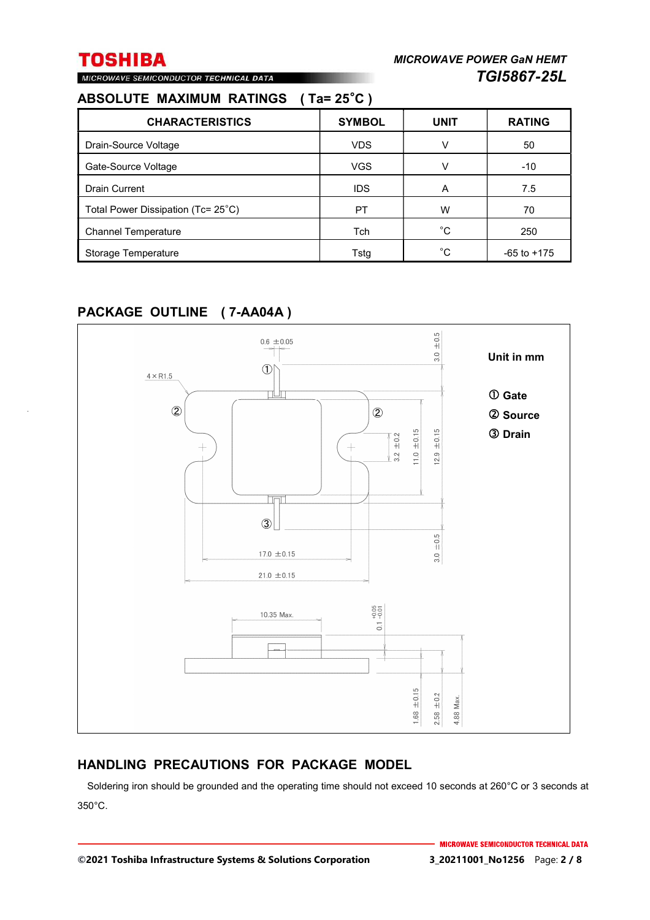## ABSOLUTE MAXIMUM RATINGS ( Ta= 25˚C )

| CHARACTERISTICS | SYMBOL | UNIT | RATING |
|---|---|---|---|
| Drain-Source Voltage | VDS | V | 50 |
| Gate-Source Voltage | VGS | V | -10 |
| Drain Current | IDS | A | 7.5 |
| Total Power Dissipation (Tc= 25˚C) | PT | W | 70 |
| Channel Temperature | Tch | ˚C | 250 |
| Storage Temperature | Tstg | ˚C | -65 to +175 |

## PACKAGE OUTLINE ( 7-AA04A )

Unit in mm

① Gate
② Source
③ Drain

0.6 ±0.05
4×R1.5
3.0 ±0.5
3.2 ±0.2
11.0 ±0.15
12.9 ±0.15
17.0 ±0.15
21.0 ±0.15
10.35 Max.
0.1 +0.05 −0.01
1.68 ±0.15
2.58 ±0.2
4.88 Max.

## HANDLING PRECAUTIONS FOR PACKAGE MODEL

Soldering iron should be grounded and the operating time should not exceed 10 seconds at 260°C or 3 seconds at 350°C.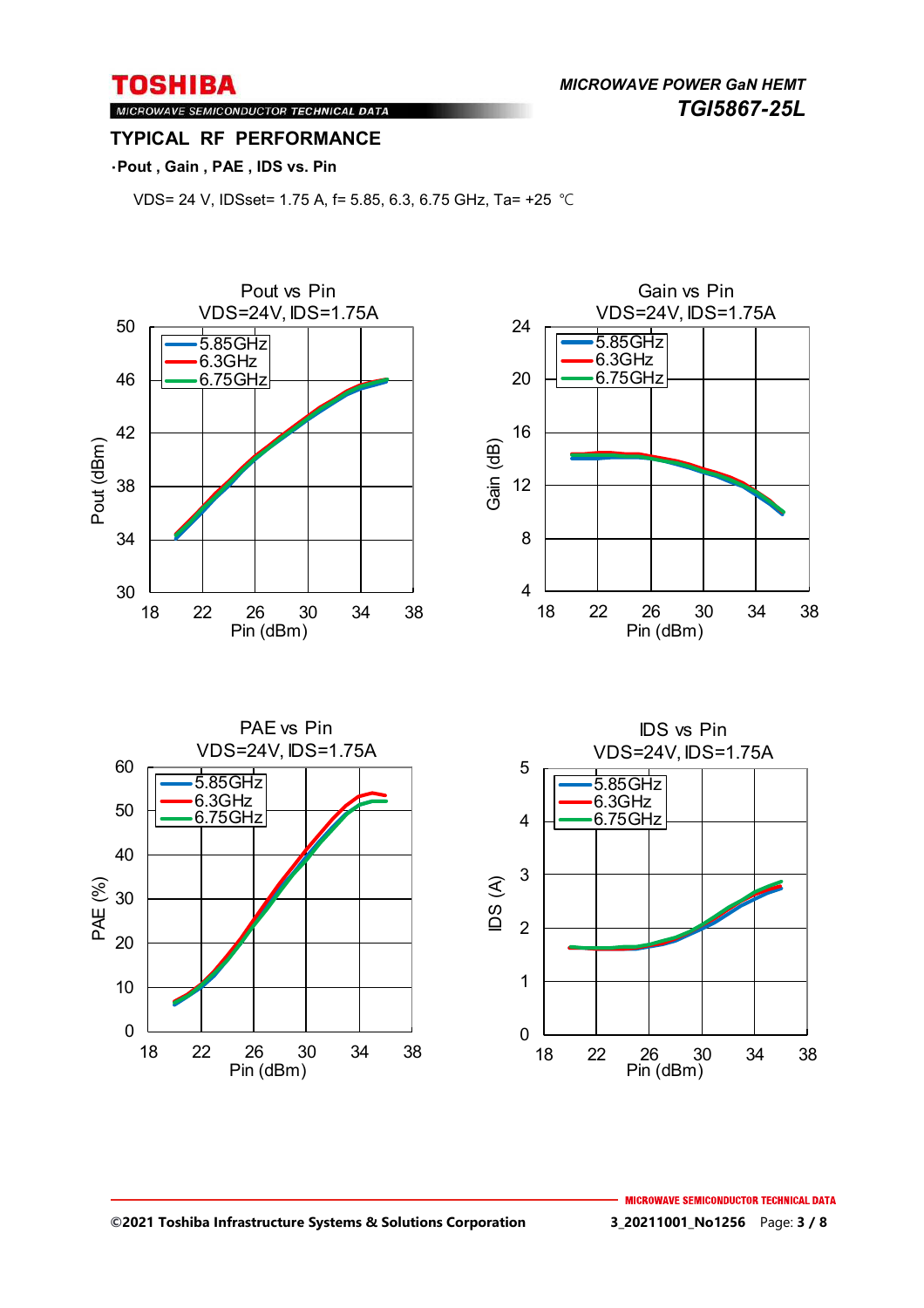## TYPICAL RF PERFORMANCE

**·Pout , Gain , PAE , IDS vs. Pin**

VDS= 24 V, IDSset= 1.75 A, f= 5.85, 6.3, 6.75 GHz, Ta= +25 ℃

Pout vs Pin
VDS=24V, IDS=1.75A

Gain vs Pin
VDS=24V, IDS=1.75A

PAE vs Pin
VDS=24V, IDS=1.75A

IDS vs Pin
VDS=24V, IDS=1.75A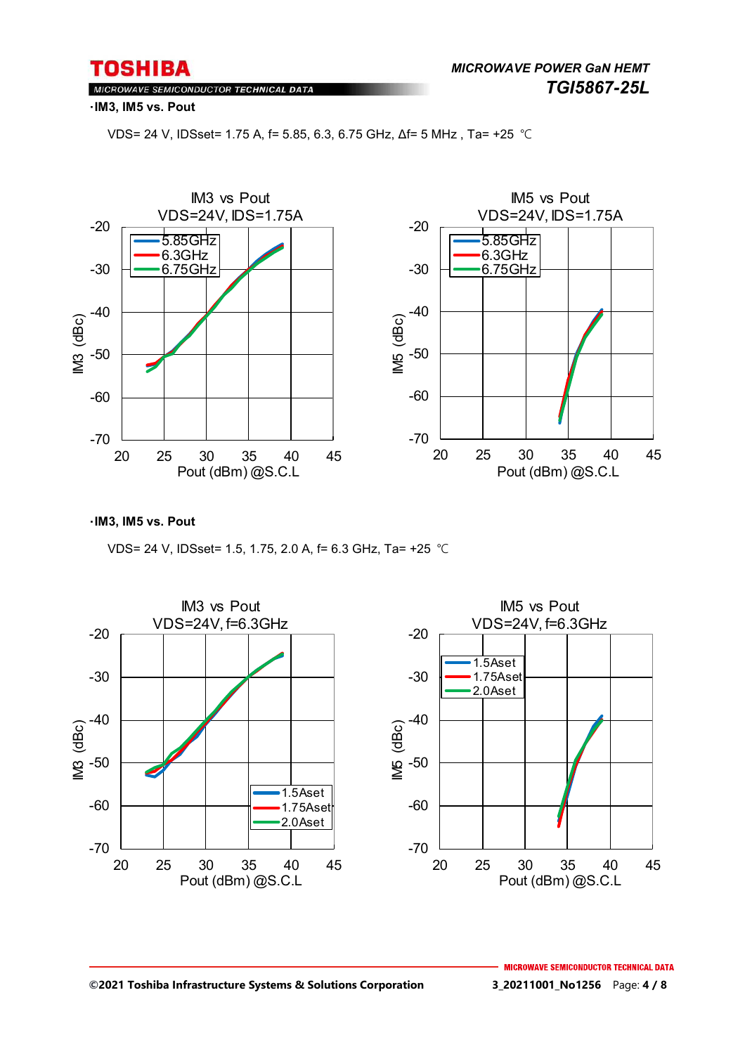·**IM3, IM5 vs. Pout**

VDS= 24 V, IDSset= 1.75 A, f= 5.85, 6.3, 6.75 GHz, Δf= 5 MHz , Ta= +25 ℃

IM3 vs Pout
VDS=24V, IDS=1.75A

IM5 vs Pout
VDS=24V, IDS=1.75A

·**IM3, IM5 vs. Pout**

VDS= 24 V, IDSset= 1.5, 1.75, 2.0 A, f= 6.3 GHz, Ta= +25 ℃

IM3 vs Pout
VDS=24V, f=6.3GHz

IM5 vs Pout
VDS=24V, f=6.3GHz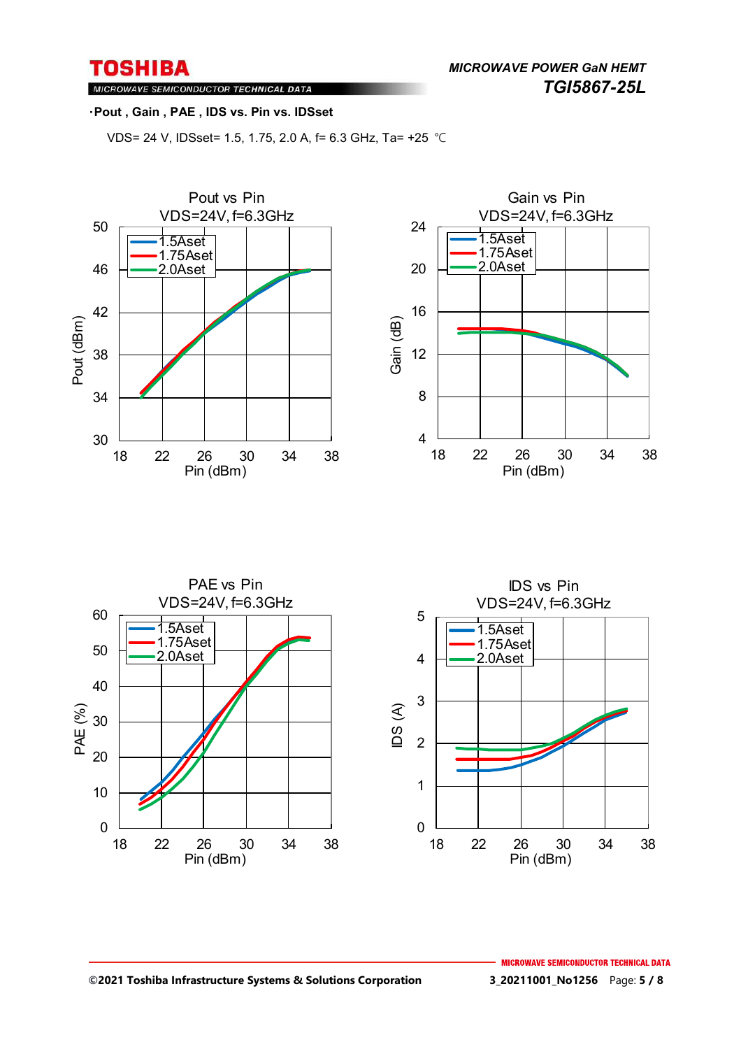**·Pout , Gain , PAE , IDS vs. Pin vs. IDSset**

VDS= 24 V, IDSset= 1.5, 1.75, 2.0 A, f= 6.3 GHz, Ta= +25 ℃

Pout vs Pin
VDS=24V, f=6.3GHz

Gain vs Pin
VDS=24V, f=6.3GHz

PAE vs Pin
VDS=24V, f=6.3GHz

IDS vs Pin
VDS=24V, f=6.3GHz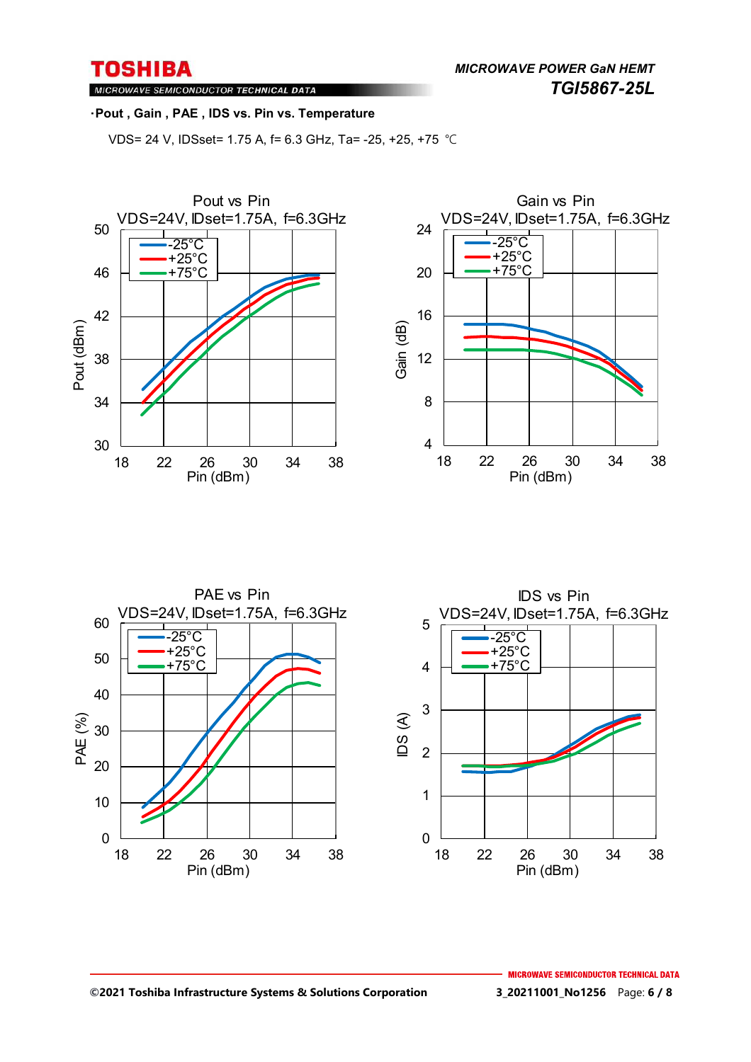**·Pout , Gain , PAE , IDS vs. Pin vs. Temperature**

VDS= 24 V, IDSset= 1.75 A, f= 6.3 GHz, Ta= -25, +25, +75 ℃

Pout vs Pin
VDS=24V, IDset=1.75A, f=6.3GHz

Gain vs Pin
VDS=24V, IDset=1.75A, f=6.3GHz

PAE vs Pin
VDS=24V, IDset=1.75A, f=6.3GHz

IDS vs Pin
VDS=24V, IDset=1.75A, f=6.3GHz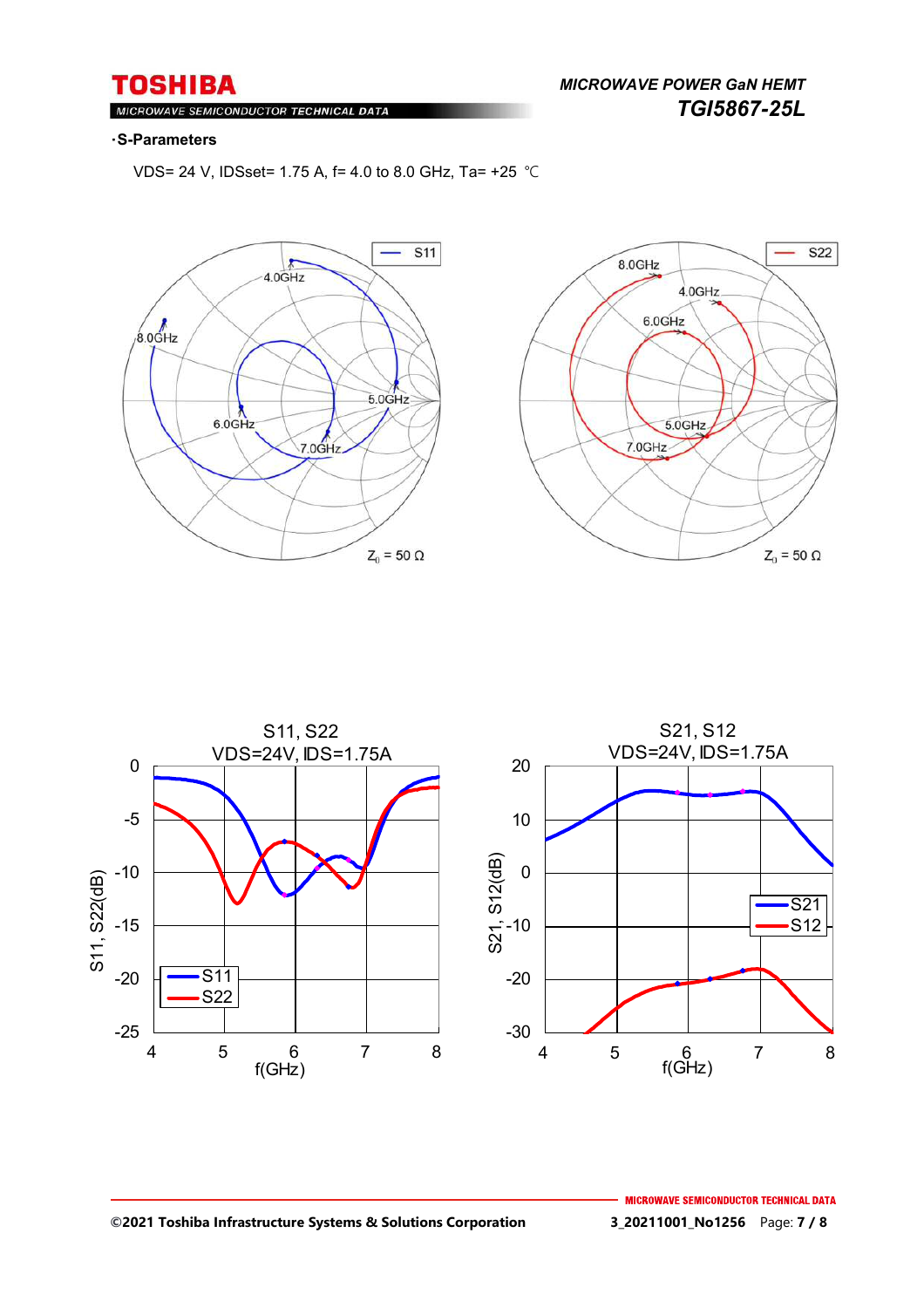**·S-Parameters**

VDS= 24 V, IDSset= 1.75 A, f= 4.0 to 8.0 GHz, Ta= +25 ℃

S11

4.0GHz

8.0GHz

5.0GHz

6.0GHz

7.0GHz

$Z_0$ = 50 Ω

S22

8.0GHz

4.0GHz

6.0GHz

5.0GHz

7.0GHz

$Z_0$ = 50 Ω

S11, S22
VDS=24V, IDS=1.75A

S11, S22(dB)

f(GHz)

S11
S22

S21, S12
VDS=24V, IDS=1.75A

S21, S12(dB)

f(GHz)

S21
S12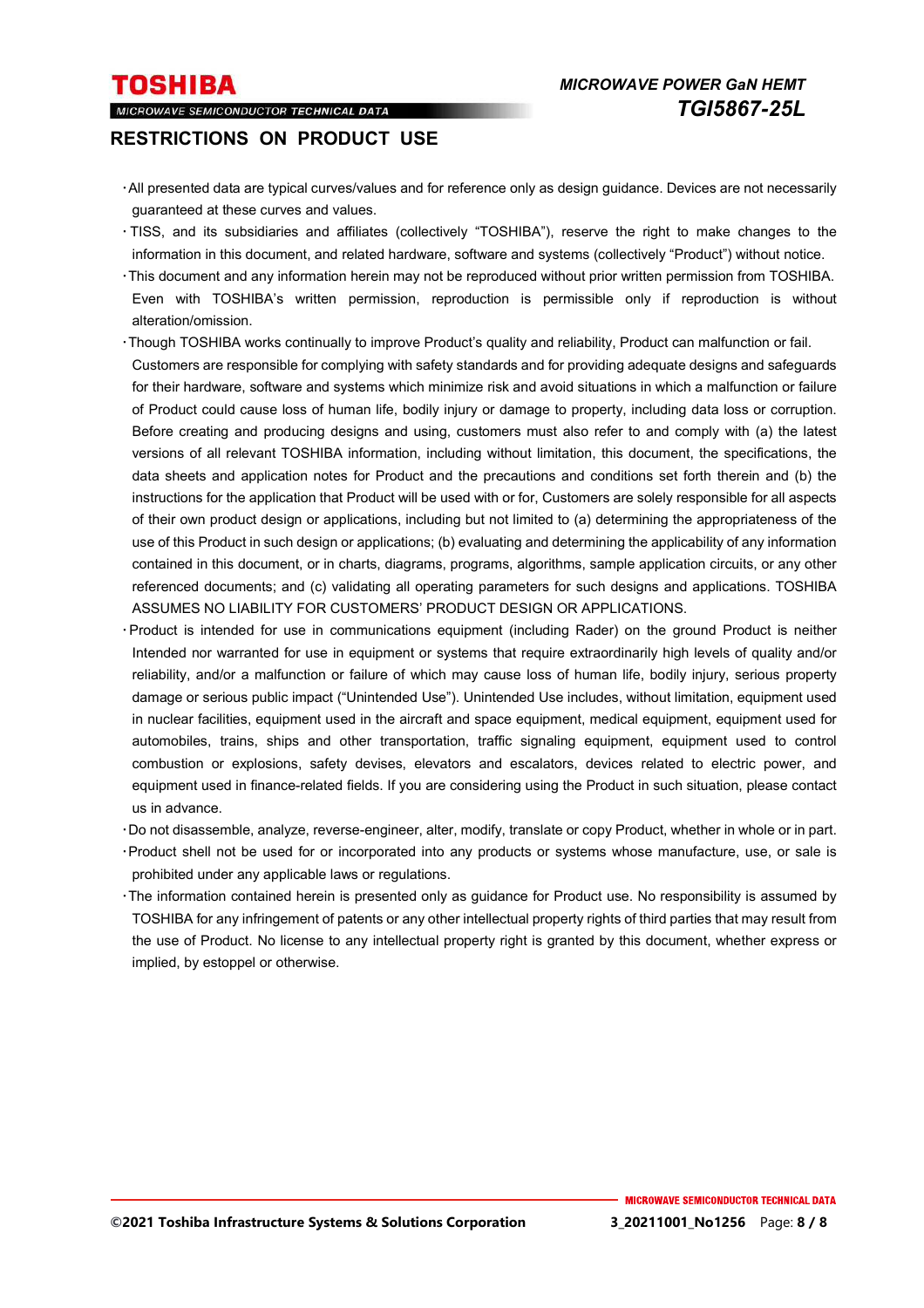## RESTRICTIONS ON PRODUCT USE

- All presented data are typical curves/values and for reference only as design guidance. Devices are not necessarily guaranteed at these curves and values.
- TISS, and its subsidiaries and affiliates (collectively "TOSHIBA"), reserve the right to make changes to the information in this document, and related hardware, software and systems (collectively "Product") without notice.
- This document and any information herein may not be reproduced without prior written permission from TOSHIBA. Even with TOSHIBA's written permission, reproduction is permissible only if reproduction is without alteration/omission.
- Though TOSHIBA works continually to improve Product's quality and reliability, Product can malfunction or fail. Customers are responsible for complying with safety standards and for providing adequate designs and safeguards for their hardware, software and systems which minimize risk and avoid situations in which a malfunction or failure of Product could cause loss of human life, bodily injury or damage to property, including data loss or corruption. Before creating and producing designs and using, customers must also refer to and comply with (a) the latest versions of all relevant TOSHIBA information, including without limitation, this document, the specifications, the data sheets and application notes for Product and the precautions and conditions set forth therein and (b) the instructions for the application that Product will be used with or for, Customers are solely responsible for all aspects of their own product design or applications, including but not limited to (a) determining the appropriateness of the use of this Product in such design or applications; (b) evaluating and determining the applicability of any information contained in this document, or in charts, diagrams, programs, algorithms, sample application circuits, or any other referenced documents; and (c) validating all operating parameters for such designs and applications. TOSHIBA ASSUMES NO LIABILITY FOR CUSTOMERS' PRODUCT DESIGN OR APPLICATIONS.
- Product is intended for use in communications equipment (including Rader) on the ground Product is neither Intended nor warranted for use in equipment or systems that require extraordinarily high levels of quality and/or reliability, and/or a malfunction or failure of which may cause loss of human life, bodily injury, serious property damage or serious public impact ("Unintended Use"). Unintended Use includes, without limitation, equipment used in nuclear facilities, equipment used in the aircraft and space equipment, medical equipment, equipment used for automobiles, trains, ships and other transportation, traffic signaling equipment, equipment used to control combustion or explosions, safety devises, elevators and escalators, devices related to electric power, and equipment used in finance-related fields. If you are considering using the Product in such situation, please contact us in advance.
- Do not disassemble, analyze, reverse-engineer, alter, modify, translate or copy Product, whether in whole or in part.
- Product shell not be used for or incorporated into any products or systems whose manufacture, use, or sale is prohibited under any applicable laws or regulations.
- The information contained herein is presented only as guidance for Product use. No responsibility is assumed by TOSHIBA for any infringement of patents or any other intellectual property rights of third parties that may result from the use of Product. No license to any intellectual property right is granted by this document, whether express or implied, by estoppel or otherwise.

©2021 Toshiba Infrastructure Systems & Solutions Corporation 3_20211001_No1256